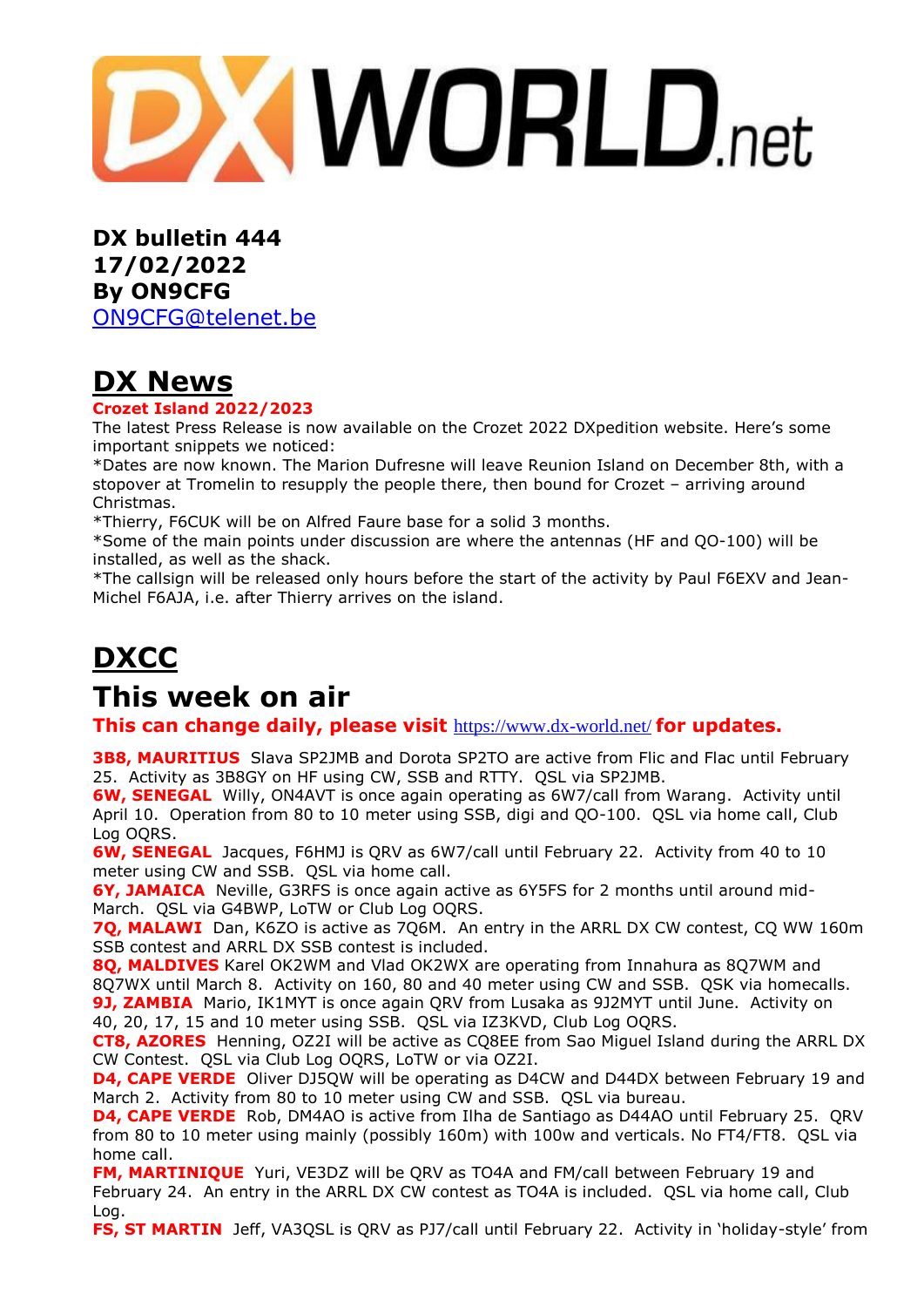# DX WORLD.net

**DX bulletin 444**
**17/02/2022**
**By ON9CFG**
ON9CFG@telenet.be

## DX News

**Crozet Island 2022/2023**

The latest Press Release is now available on the Crozet 2022 DXpedition website. Here's some important snippets we noticed:

*Dates are now known. The Marion Dufresne will leave Reunion Island on December 8th, with a stopover at Tromelin to resupply the people there, then bound for Crozet – arriving around Christmas.

*Thierry, F6CUK will be on Alfred Faure base for a solid 3 months.

*Some of the main points under discussion are where the antennas (HF and QO-100) will be installed, as well as the shack.

*The callsign will be released only hours before the start of the activity by Paul F6EXV and Jean-Michel F6AJA, i.e. after Thierry arrives on the island.

## DXCC

## This week on air

**This can change daily, please visit** https://www.dx-world.net/ **for updates.**

**3B8, MAURITIUS** Slava SP2JMB and Dorota SP2TO are active from Flic and Flac until February 25. Activity as 3B8GY on HF using CW, SSB and RTTY. QSL via SP2JMB.

**6W, SENEGAL** Willy, ON4AVT is once again operating as 6W7/call from Warang. Activity until April 10. Operation from 80 to 10 meter using SSB, digi and QO-100. QSL via home call, Club Log OQRS.

**6W, SENEGAL** Jacques, F6HMJ is QRV as 6W7/call until February 22. Activity from 40 to 10 meter using CW and SSB. QSL via home call.

**6Y, JAMAICA** Neville, G3RFS is once again active as 6Y5FS for 2 months until around mid-March. QSL via G4BWP, LoTW or Club Log OQRS.

**7Q, MALAWI** Dan, K6ZO is active as 7Q6M. An entry in the ARRL DX CW contest, CQ WW 160m SSB contest and ARRL DX SSB contest is included.

**8Q, MALDIVES** Karel OK2WM and Vlad OK2WX are operating from Innahura as 8Q7WM and 8Q7WX until March 8. Activity on 160, 80 and 40 meter using CW and SSB. QSK via homecalls.

**9J, ZAMBIA** Mario, IK1MYT is once again QRV from Lusaka as 9J2MYT until June. Activity on 40, 20, 17, 15 and 10 meter using SSB. QSL via IZ3KVD, Club Log OQRS.

**CT8, AZORES** Henning, OZ2I will be active as CQ8EE from Sao Miguel Island during the ARRL DX CW Contest. QSL via Club Log OQRS, LoTW or via OZ2I.

**D4, CAPE VERDE** Oliver DJ5QW will be operating as D4CW and D44DX between February 19 and March 2. Activity from 80 to 10 meter using CW and SSB. QSL via bureau.

**D4, CAPE VERDE** Rob, DM4AO is active from Ilha de Santiago as D44AO until February 25. QRV from 80 to 10 meter using mainly (possibly 160m) with 100w and verticals. No FT4/FT8. QSL via home call.

**FM, MARTINIQUE** Yuri, VE3DZ will be QRV as TO4A and FM/call between February 19 and February 24. An entry in the ARRL DX CW contest as TO4A is included. QSL via home call, Club Log.

**FS, ST MARTIN** Jeff, VA3QSL is QRV as PJ7/call until February 22. Activity in 'holiday-style' from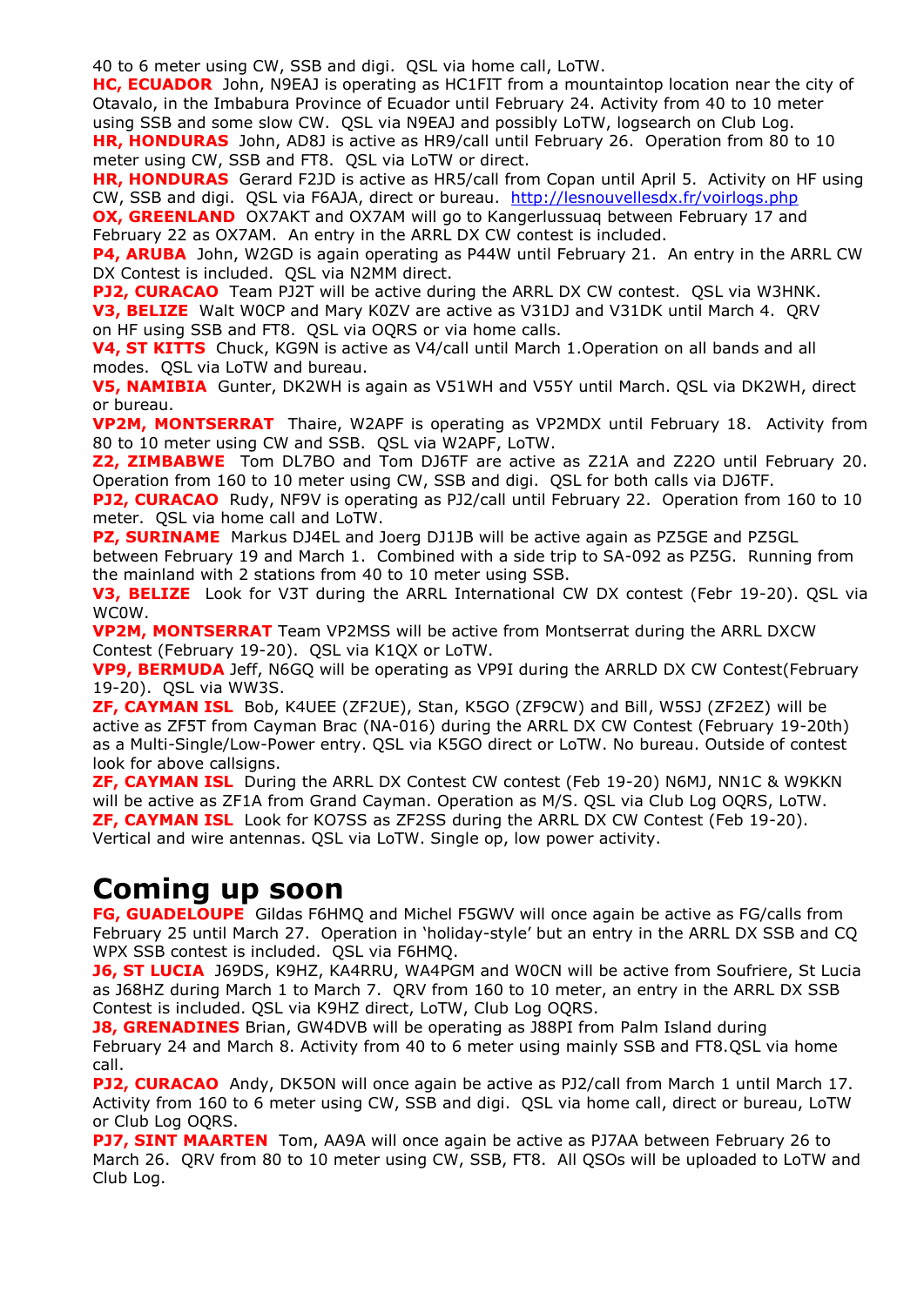40 to 6 meter using CW, SSB and digi. QSL via home call, LoTW.

**HC, ECUADOR** John, N9EAJ is operating as HC1FIT from a mountaintop location near the city of Otavalo, in the Imbabura Province of Ecuador until February 24. Activity from 40 to 10 meter using SSB and some slow CW. QSL via N9EAJ and possibly LoTW, logsearch on Club Log.

**HR, HONDURAS** John, AD8J is active as HR9/call until February 26. Operation from 80 to 10 meter using CW, SSB and FT8. QSL via LoTW or direct.

**HR, HONDURAS** Gerard F2JD is active as HR5/call from Copan until April 5. Activity on HF using CW, SSB and digi. QSL via F6AJA, direct or bureau. http://lesnouvellesdx.fr/voirlogs.php

**OX, GREENLAND** OX7AKT and OX7AM will go to Kangerlussuaq between February 17 and February 22 as OX7AM. An entry in the ARRL DX CW contest is included.

**P4, ARUBA** John, W2GD is again operating as P44W until February 21. An entry in the ARRL CW DX Contest is included. QSL via N2MM direct.

**PJ2, CURACAO** Team PJ2T will be active during the ARRL DX CW contest. QSL via W3HNK.

**V3, BELIZE** Walt W0CP and Mary K0ZV are active as V31DJ and V31DK until March 4. QRV on HF using SSB and FT8. QSL via OQRS or via home calls.

**V4, ST KITTS** Chuck, KG9N is active as V4/call until March 1.Operation on all bands and all modes. QSL via LoTW and bureau.

**V5, NAMIBIA** Gunter, DK2WH is again as V51WH and V55Y until March. QSL via DK2WH, direct or bureau.

**VP2M, MONTSERRAT** Thaire, W2APF is operating as VP2MDX until February 18. Activity from 80 to 10 meter using CW and SSB. QSL via W2APF, LoTW.

**Z2, ZIMBABWE** Tom DL7BO and Tom DJ6TF are active as Z21A and Z22O until February 20. Operation from 160 to 10 meter using CW, SSB and digi. QSL for both calls via DJ6TF.

**PJ2, CURACAO** Rudy, NF9V is operating as PJ2/call until February 22. Operation from 160 to 10 meter. QSL via home call and LoTW.

**PZ, SURINAME** Markus DJ4EL and Joerg DJ1JB will be active again as PZ5GE and PZ5GL between February 19 and March 1. Combined with a side trip to SA-092 as PZ5G. Running from the mainland with 2 stations from 40 to 10 meter using SSB.

**V3, BELIZE** Look for V3T during the ARRL International CW DX contest (Febr 19-20). QSL via WC0W.

**VP2M, MONTSERRAT** Team VP2MSS will be active from Montserrat during the ARRL DXCW Contest (February 19-20). QSL via K1QX or LoTW.

**VP9, BERMUDA** Jeff, N6GQ will be operating as VP9I during the ARRLD DX CW Contest(February 19-20). QSL via WW3S.

**ZF, CAYMAN ISL** Bob, K4UEE (ZF2UE), Stan, K5GO (ZF9CW) and Bill, W5SJ (ZF2EZ) will be active as ZF5T from Cayman Brac (NA-016) during the ARRL DX CW Contest (February 19-20th) as a Multi-Single/Low-Power entry. QSL via K5GO direct or LoTW. No bureau. Outside of contest look for above callsigns.

**ZF, CAYMAN ISL** During the ARRL DX Contest CW contest (Feb 19-20) N6MJ, NN1C & W9KKN will be active as ZF1A from Grand Cayman. Operation as M/S. QSL via Club Log OQRS, LoTW.

**ZF, CAYMAN ISL** Look for KO7SS as ZF2SS during the ARRL DX CW Contest (Feb 19-20). Vertical and wire antennas. QSL via LoTW. Single op, low power activity.

# Coming up soon

**FG, GUADELOUPE** Gildas F6HMQ and Michel F5GWV will once again be active as FG/calls from February 25 until March 27. Operation in 'holiday-style' but an entry in the ARRL DX SSB and CQ WPX SSB contest is included. QSL via F6HMQ.

**J6, ST LUCIA** J69DS, K9HZ, KA4RRU, WA4PGM and W0CN will be active from Soufriere, St Lucia as J68HZ during March 1 to March 7. QRV from 160 to 10 meter, an entry in the ARRL DX SSB Contest is included. QSL via K9HZ direct, LoTW, Club Log OQRS.

**J8, GRENADINES** Brian, GW4DVB will be operating as J88PI from Palm Island during February 24 and March 8. Activity from 40 to 6 meter using mainly SSB and FT8.QSL via home call.

**PJ2, CURACAO** Andy, DK5ON will once again be active as PJ2/call from March 1 until March 17. Activity from 160 to 6 meter using CW, SSB and digi. QSL via home call, direct or bureau, LoTW or Club Log OQRS.

**PJ7, SINT MAARTEN** Tom, AA9A will once again be active as PJ7AA between February 26 to March 26. QRV from 80 to 10 meter using CW, SSB, FT8. All QSOs will be uploaded to LoTW and Club Log.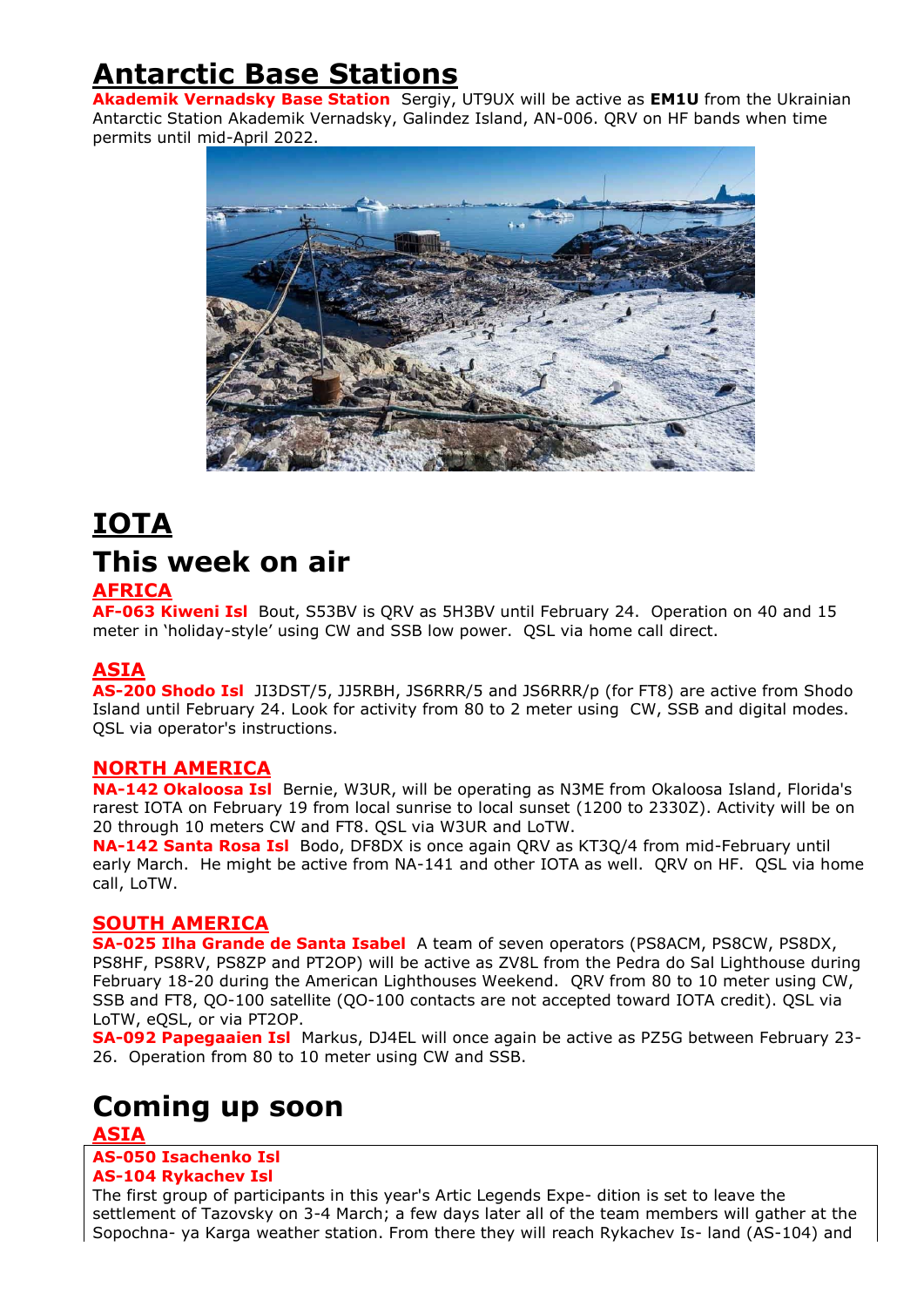# Antarctic Base Stations

**Akademik Vernadsky Base Station** Sergiy, UT9UX will be active as **EM1U** from the Ukrainian Antarctic Station Akademik Vernadsky, Galindez Island, AN-006. QRV on HF bands when time permits until mid-April 2022.

# IOTA

# This week on air

## AFRICA

**AF-063 Kiweni Isl** Bout, S53BV is QRV as 5H3BV until February 24. Operation on 40 and 15 meter in 'holiday-style' using CW and SSB low power. QSL via home call direct.

## ASIA

**AS-200 Shodo Isl** JI3DST/5, JJ5RBH, JS6RRR/5 and JS6RRR/p (for FT8) are active from Shodo Island until February 24. Look for activity from 80 to 2 meter using CW, SSB and digital modes. QSL via operator's instructions.

## NORTH AMERICA

**NA-142 Okaloosa Isl** Bernie, W3UR, will be operating as N3ME from Okaloosa Island, Florida's rarest IOTA on February 19 from local sunrise to local sunset (1200 to 2330Z). Activity will be on 20 through 10 meters CW and FT8. QSL via W3UR and LoTW.

**NA-142 Santa Rosa Isl** Bodo, DF8DX is once again QRV as KT3Q/4 from mid-February until early March. He might be active from NA-141 and other IOTA as well. QRV on HF. QSL via home call, LoTW.

## SOUTH AMERICA

**SA-025 Ilha Grande de Santa Isabel** A team of seven operators (PS8ACM, PS8CW, PS8DX, PS8HF, PS8RV, PS8ZP and PT2OP) will be active as ZV8L from the Pedra do Sal Lighthouse during February 18-20 during the American Lighthouses Weekend. QRV from 80 to 10 meter using CW, SSB and FT8, QO-100 satellite (QO-100 contacts are not accepted toward IOTA credit). QSL via LoTW, eQSL, or via PT2OP.

**SA-092 Papegaaien Isl** Markus, DJ4EL will once again be active as PZ5G between February 23-26. Operation from 80 to 10 meter using CW and SSB.

# Coming up soon

## ASIA

**AS-050 Isachenko Isl**
**AS-104 Rykachev Isl**

The first group of participants in this year's Artic Legends Expe- dition is set to leave the settlement of Tazovsky on 3-4 March; a few days later all of the team members will gather at the Sopochna- ya Karga weather station. From there they will reach Rykachev Is- land (AS-104) and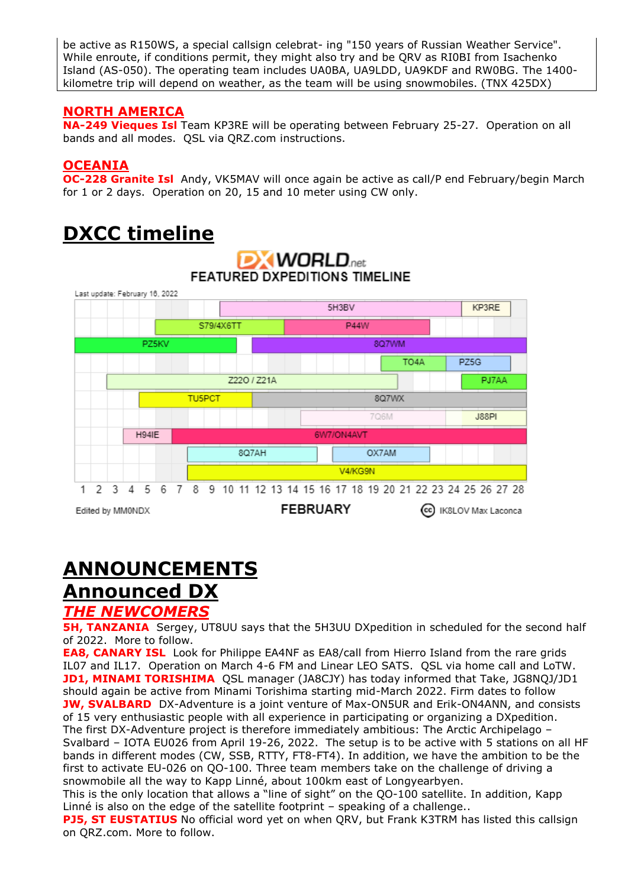be active as R150WS, a special callsign celebrat- ing "150 years of Russian Weather Service". While enroute, if conditions permit, they might also try and be QRV as RI0BI from Isachenko Island (AS-050). The operating team includes UA0BA, UA9LDD, UA9KDF and RW0BG. The 1400-kilometre trip will depend on weather, as the team will be using snowmobiles. (TNX 425DX)

## NORTH AMERICA

**NA-249 Vieques Isl** Team KP3RE will be operating between February 25-27. Operation on all bands and all modes. QSL via QRZ.com instructions.

## OCEANIA

**OC-228 Granite Isl** Andy, VK5MAV will once again be active as call/P end February/begin March for 1 or 2 days. Operation on 20, 15 and 10 meter using CW only.

# DXCC timeline

DXWORLD.net
FEATURED DXPEDITIONS TIMELINE

Last update: February 16, 2022

5H3BV, KP3RE, S79/4X6TT, P44W, PZ5KV, 8Q7WM, TO4A, PZ5G, Z22O / Z21A, PJ7AA, TU5PCT, 8Q7WX, 7Q6M, J88PI, H94IE, 6W7/ON4AVT, 8Q7AH, OX7AM, V4/KG9N

1 2 3 4 5 6 7 8 9 10 11 12 13 14 15 16 17 18 19 20 21 22 23 24 25 26 27 28

FEBRUARY

Edited by MM0NDX — IK8LOV Max Laconca

# ANNOUNCEMENTS

# Announced DX

## *THE NEWCOMERS*

**5H, TANZANIA** Sergey, UT8UU says that the 5H3UU DXpedition in scheduled for the second half of 2022. More to follow.

**EA8, CANARY ISL** Look for Philippe EA4NF as EA8/call from Hierro Island from the rare grids IL07 and IL17. Operation on March 4-6 FM and Linear LEO SATS. QSL via home call and LoTW.

**JD1, MINAMI TORISHIMA** QSL manager (JA8CJY) has today informed that Take, JG8NQJ/JD1 should again be active from Minami Torishima starting mid-March 2022. Firm dates to follow

**JW, SVALBARD** DX-Adventure is a joint venture of Max-ON5UR and Erik-ON4ANN, and consists of 15 very enthusiastic people with all experience in participating or organizing a DXpedition. The first DX-Adventure project is therefore immediately ambitious: The Arctic Archipelago – Svalbard – IOTA EU026 from April 19-26, 2022. The setup is to be active with 5 stations on all HF bands in different modes (CW, SSB, RTTY, FT8-FT4). In addition, we have the ambition to be the first to activate EU-026 on QO-100. Three team members take on the challenge of driving a snowmobile all the way to Kapp Linné, about 100km east of Longyearbyen.
This is the only location that allows a "line of sight" on the QO-100 satellite. In addition, Kapp Linné is also on the edge of the satellite footprint – speaking of a challenge..

**PJ5, ST EUSTATIUS** No official word yet on when QRV, but Frank K3TRM has listed this callsign on QRZ.com. More to follow.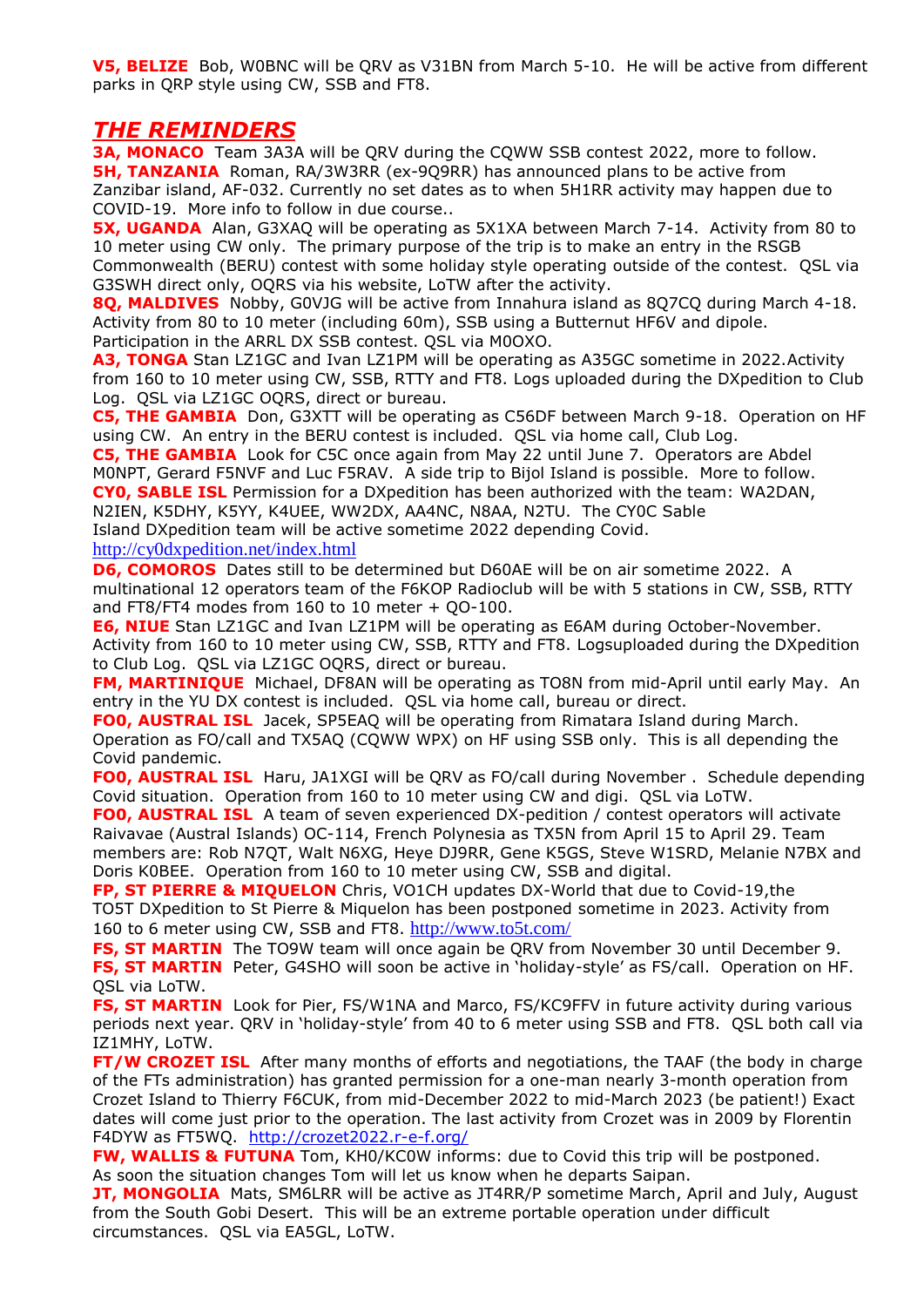**V5, BELIZE** Bob, W0BNC will be QRV as V31BN from March 5-10. He will be active from different parks in QRP style using CW, SSB and FT8.

## *THE REMINDERS*

**3A, MONACO** Team 3A3A will be QRV during the CQWW SSB contest 2022, more to follow.
**5H, TANZANIA** Roman, RA/3W3RR (ex-9Q9RR) has announced plans to be active from Zanzibar island, AF-032. Currently no set dates as to when 5H1RR activity may happen due to COVID-19. More info to follow in due course..
**5X, UGANDA** Alan, G3XAQ will be operating as 5X1XA between March 7-14. Activity from 80 to 10 meter using CW only. The primary purpose of the trip is to make an entry in the RSGB Commonwealth (BERU) contest with some holiday style operating outside of the contest. QSL via G3SWH direct only, OQRS via his website, LoTW after the activity.
**8Q, MALDIVES** Nobby, G0VJG will be active from Innahura island as 8Q7CQ during March 4-18. Activity from 80 to 10 meter (including 60m), SSB using a Butternut HF6V and dipole. Participation in the ARRL DX SSB contest. QSL via M0OXO.
**A3, TONGA** Stan LZ1GC and Ivan LZ1PM will be operating as A35GC sometime in 2022.Activity from 160 to 10 meter using CW, SSB, RTTY and FT8. Logs uploaded during the DXpedition to Club Log. QSL via LZ1GC OQRS, direct or bureau.
**C5, THE GAMBIA** Don, G3XTT will be operating as C56DF between March 9-18. Operation on HF using CW. An entry in the BERU contest is included. QSL via home call, Club Log.
**C5, THE GAMBIA** Look for C5C once again from May 22 until June 7. Operators are Abdel M0NPT, Gerard F5NVF and Luc F5RAV. A side trip to Bijol Island is possible. More to follow.
**CY0, SABLE ISL** Permission for a DXpedition has been authorized with the team: WA2DAN, N2IEN, K5DHY, K5YY, K4UEE, WW2DX, AA4NC, N8AA, N2TU. The CY0C Sable Island DXpedition team will be active sometime 2022 depending Covid.
http://cy0dxpedition.net/index.html
**D6, COMOROS** Dates still to be determined but D60AE will be on air sometime 2022. A multinational 12 operators team of the F6KOP Radioclub will be with 5 stations in CW, SSB, RTTY and FT8/FT4 modes from 160 to 10 meter + QO-100.
**E6, NIUE** Stan LZ1GC and Ivan LZ1PM will be operating as E6AM during October-November. Activity from 160 to 10 meter using CW, SSB, RTTY and FT8. Logsuploaded during the DXpedition to Club Log. QSL via LZ1GC OQRS, direct or bureau.
**FM, MARTINIQUE** Michael, DF8AN will be operating as TO8N from mid-April until early May. An entry in the YU DX contest is included. QSL via home call, bureau or direct.
**FO0, AUSTRAL ISL** Jacek, SP5EAQ will be operating from Rimatara Island during March. Operation as FO/call and TX5AQ (CQWW WPX) on HF using SSB only. This is all depending the Covid pandemic.
**FO0, AUSTRAL ISL** Haru, JA1XGI will be QRV as FO/call during November . Schedule depending Covid situation. Operation from 160 to 10 meter using CW and digi. QSL via LoTW.
**FO0, AUSTRAL ISL** A team of seven experienced DX-pedition / contest operators will activate Raivavae (Austral Islands) OC-114, French Polynesia as TX5N from April 15 to April 29. Team members are: Rob N7QT, Walt N6XG, Heye DJ9RR, Gene K5GS, Steve W1SRD, Melanie N7BX and Doris K0BEE. Operation from 160 to 10 meter using CW, SSB and digital.
**FP, ST PIERRE & MIQUELON** Chris, VO1CH updates DX-World that due to Covid-19,the TO5T DXpedition to St Pierre & Miquelon has been postponed sometime in 2023. Activity from 160 to 6 meter using CW, SSB and FT8. http://www.to5t.com/
**FS, ST MARTIN** The TO9W team will once again be QRV from November 30 until December 9.
**FS, ST MARTIN** Peter, G4SHO will soon be active in 'holiday-style' as FS/call. Operation on HF. QSL via LoTW.
**FS, ST MARTIN** Look for Pier, FS/W1NA and Marco, FS/KC9FFV in future activity during various periods next year. QRV in 'holiday-style' from 40 to 6 meter using SSB and FT8. QSL both call via IZ1MHY, LoTW.
**FT/W CROZET ISL** After many months of efforts and negotiations, the TAAF (the body in charge of the FTs administration) has granted permission for a one-man nearly 3-month operation from Crozet Island to Thierry F6CUK, from mid-December 2022 to mid-March 2023 (be patient!) Exact dates will come just prior to the operation. The last activity from Crozet was in 2009 by Florentin F4DYW as FT5WQ. http://crozet2022.r-e-f.org/
**FW, WALLIS & FUTUNA** Tom, KH0/KC0W informs: due to Covid this trip will be postponed. As soon the situation changes Tom will let us know when he departs Saipan.
**JT, MONGOLIA** Mats, SM6LRR will be active as JT4RR/P sometime March, April and July, August from the South Gobi Desert. This will be an extreme portable operation under difficult circumstances. QSL via EA5GL, LoTW.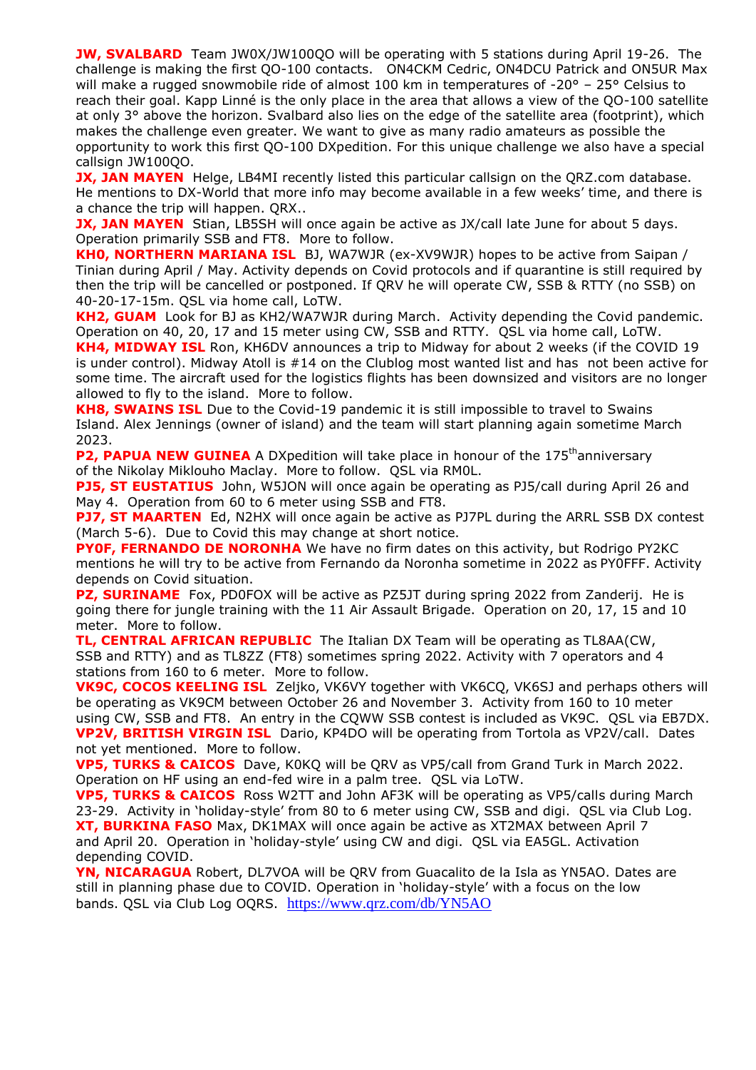**JW, SVALBARD** Team JW0X/JW100QO will be operating with 5 stations during April 19-26. The challenge is making the first QO-100 contacts. ON4CKM Cedric, ON4DCU Patrick and ON5UR Max will make a rugged snowmobile ride of almost 100 km in temperatures of -20° – 25° Celsius to reach their goal. Kapp Linné is the only place in the area that allows a view of the QO-100 satellite at only 3° above the horizon. Svalbard also lies on the edge of the satellite area (footprint), which makes the challenge even greater. We want to give as many radio amateurs as possible the opportunity to work this first QO-100 DXpedition. For this unique challenge we also have a special callsign JW100QO.

**JX, JAN MAYEN** Helge, LB4MI recently listed this particular callsign on the QRZ.com database. He mentions to DX-World that more info may become available in a few weeks' time, and there is a chance the trip will happen. QRX..

**JX, JAN MAYEN** Stian, LB5SH will once again be active as JX/call late June for about 5 days. Operation primarily SSB and FT8. More to follow.

**KH0, NORTHERN MARIANA ISL** BJ, WA7WJR (ex-XV9WJR) hopes to be active from Saipan / Tinian during April / May. Activity depends on Covid protocols and if quarantine is still required by then the trip will be cancelled or postponed. If QRV he will operate CW, SSB & RTTY (no SSB) on 40-20-17-15m. QSL via home call, LoTW.

**KH2, GUAM** Look for BJ as KH2/WA7WJR during March. Activity depending the Covid pandemic. Operation on 40, 20, 17 and 15 meter using CW, SSB and RTTY. QSL via home call, LoTW.

**KH4, MIDWAY ISL** Ron, KH6DV announces a trip to Midway for about 2 weeks (if the COVID 19 is under control). Midway Atoll is #14 on the Clublog most wanted list and has not been active for some time. The aircraft used for the logistics flights has been downsized and visitors are no longer allowed to fly to the island. More to follow.

**KH8, SWAINS ISL** Due to the Covid-19 pandemic it is still impossible to travel to Swains Island. Alex Jennings (owner of island) and the team will start planning again sometime March 2023.

**P2, PAPUA NEW GUINEA** A DXpedition will take place in honour of the 175th anniversary of the Nikolay Miklouho Maclay. More to follow. QSL via RM0L.

**PJ5, ST EUSTATIUS** John, W5JON will once again be operating as PJ5/call during April 26 and May 4. Operation from 60 to 6 meter using SSB and FT8.

**PJ7, ST MAARTEN** Ed, N2HX will once again be active as PJ7PL during the ARRL SSB DX contest (March 5-6). Due to Covid this may change at short notice.

**PY0F, FERNANDO DE NORONHA** We have no firm dates on this activity, but Rodrigo PY2KC mentions he will try to be active from Fernando da Noronha sometime in 2022 as PY0FFF. Activity depends on Covid situation.

**PZ, SURINAME** Fox, PD0FOX will be active as PZ5JT during spring 2022 from Zanderij. He is going there for jungle training with the 11 Air Assault Brigade. Operation on 20, 17, 15 and 10 meter. More to follow.

**TL, CENTRAL AFRICAN REPUBLIC** The Italian DX Team will be operating as TL8AA(CW, SSB and RTTY) and as TL8ZZ (FT8) sometimes spring 2022. Activity with 7 operators and 4 stations from 160 to 6 meter. More to follow.

**VK9C, COCOS KEELING ISL** Zeljko, VK6VY together with VK6CQ, VK6SJ and perhaps others will be operating as VK9CM between October 26 and November 3. Activity from 160 to 10 meter using CW, SSB and FT8. An entry in the CQWW SSB contest is included as VK9C. QSL via EB7DX.

**VP2V, BRITISH VIRGIN ISL** Dario, KP4DO will be operating from Tortola as VP2V/call. Dates not yet mentioned. More to follow.

**VP5, TURKS & CAICOS** Dave, K0KQ will be QRV as VP5/call from Grand Turk in March 2022. Operation on HF using an end-fed wire in a palm tree. QSL via LoTW.

**VP5, TURKS & CAICOS** Ross W2TT and John AF3K will be operating as VP5/calls during March 23-29. Activity in 'holiday-style' from 80 to 6 meter using CW, SSB and digi. QSL via Club Log.

**XT, BURKINA FASO** Max, DK1MAX will once again be active as XT2MAX between April 7 and April 20. Operation in 'holiday-style' using CW and digi. QSL via EA5GL. Activation depending COVID.

**YN, NICARAGUA** Robert, DL7VOA will be QRV from Guacalito de la Isla as YN5AO. Dates are still in planning phase due to COVID. Operation in 'holiday-style' with a focus on the low bands. QSL via Club Log OQRS. https://www.qrz.com/db/YN5AO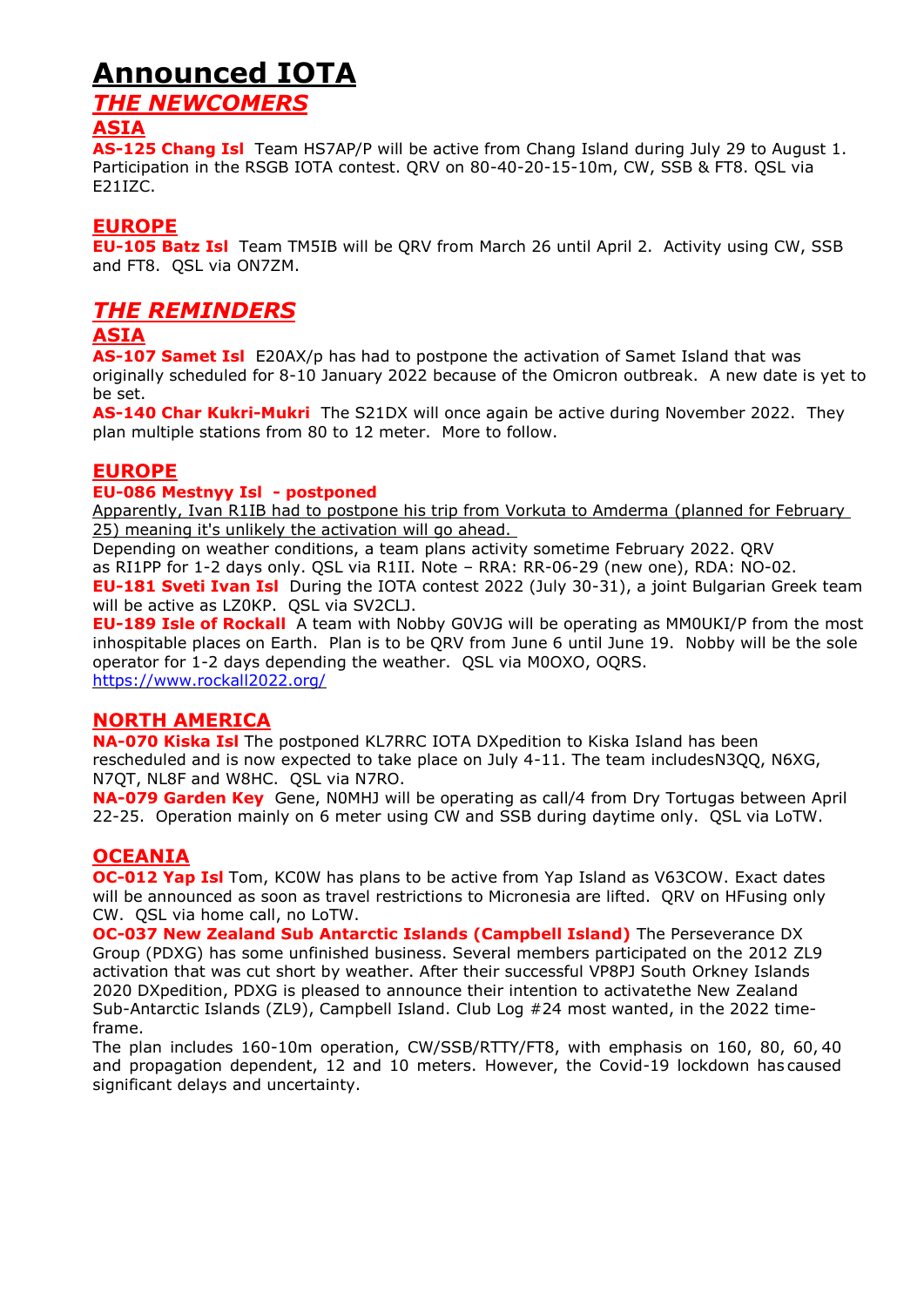# Announced IOTA

## *THE NEWCOMERS*

### ASIA

**AS-125 Chang Isl** Team HS7AP/P will be active from Chang Island during July 29 to August 1. Participation in the RSGB IOTA contest. QRV on 80-40-20-15-10m, CW, SSB & FT8. QSL via E21IZC.

### EUROPE

**EU-105 Batz Isl** Team TM5IB will be QRV from March 26 until April 2. Activity using CW, SSB and FT8. QSL via ON7ZM.

## *THE REMINDERS*

### ASIA

**AS-107 Samet Isl** E20AX/p has had to postpone the activation of Samet Island that was originally scheduled for 8-10 January 2022 because of the Omicron outbreak. A new date is yet to be set.

**AS-140 Char Kukri-Mukri** The S21DX will once again be active during November 2022. They plan multiple stations from 80 to 12 meter. More to follow.

### EUROPE

**EU-086 Mestnyy Isl - postponed**

Apparently, Ivan R1IB had to postpone his trip from Vorkuta to Amderma (planned for February 25) meaning it's unlikely the activation will go ahead.

Depending on weather conditions, a team plans activity sometime February 2022. QRV as RI1PP for 1-2 days only. QSL via R1II. Note – RRA: RR-06-29 (new one), RDA: NO-02.

**EU-181 Sveti Ivan Isl** During the IOTA contest 2022 (July 30-31), a joint Bulgarian Greek team will be active as LZ0KP. QSL via SV2CLJ.

**EU-189 Isle of Rockall** A team with Nobby G0VJG will be operating as MM0UKI/P from the most inhospitable places on Earth. Plan is to be QRV from June 6 until June 19. Nobby will be the sole operator for 1-2 days depending the weather. QSL via M0OXO, OQRS.
https://www.rockall2022.org/

### NORTH AMERICA

**NA-070 Kiska Isl** The postponed KL7RRC IOTA DXpedition to Kiska Island has been rescheduled and is now expected to take place on July 4-11. The team includesN3QQ, N6XG, N7QT, NL8F and W8HC. QSL via N7RO.

**NA-079 Garden Key** Gene, N0MHJ will be operating as call/4 from Dry Tortugas between April 22-25. Operation mainly on 6 meter using CW and SSB during daytime only. QSL via LoTW.

### OCEANIA

**OC-012 Yap Isl** Tom, KC0W has plans to be active from Yap Island as V63COW. Exact dates will be announced as soon as travel restrictions to Micronesia are lifted. QRV on HFusing only CW. QSL via home call, no LoTW.

**OC-037 New Zealand Sub Antarctic Islands (Campbell Island)** The Perseverance DX Group (PDXG) has some unfinished business. Several members participated on the 2012 ZL9 activation that was cut short by weather. After their successful VP8PJ South Orkney Islands 2020 DXpedition, PDXG is pleased to announce their intention to activatethe New Zealand Sub-Antarctic Islands (ZL9), Campbell Island. Club Log #24 most wanted, in the 2022 time-frame.

The plan includes 160-10m operation, CW/SSB/RTTY/FT8, with emphasis on 160, 80, 60, 40 and propagation dependent, 12 and 10 meters. However, the Covid-19 lockdown has caused significant delays and uncertainty.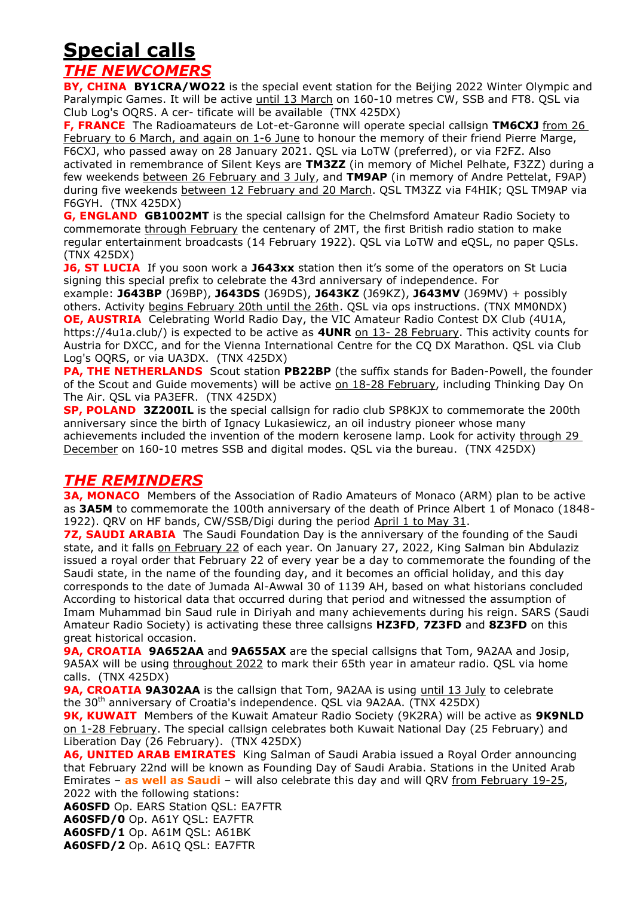# Special calls

## *THE NEWCOMERS*

**BY, CHINA** **BY1CRA/WO22** is the special event station for the Beijing 2022 Winter Olympic and Paralympic Games. It will be active until 13 March on 160-10 metres CW, SSB and FT8. QSL via Club Log's OQRS. A cer- tificate will be available (TNX 425DX)

**F, FRANCE** The Radioamateurs de Lot-et-Garonne will operate special callsign **TM6CXJ** from 26 February to 6 March, and again on 1-6 June to honour the memory of their friend Pierre Marge, F6CXJ, who passed away on 28 January 2021. QSL via LoTW (preferred), or via F2FZ. Also activated in remembrance of Silent Keys are **TM3ZZ** (in memory of Michel Pelhate, F3ZZ) during a few weekends between 26 February and 3 July, and **TM9AP** (in memory of Andre Pettelat, F9AP) during five weekends between 12 February and 20 March. QSL TM3ZZ via F4HIK; QSL TM9AP via F6GYH. (TNX 425DX)

**G, ENGLAND** **GB1002MT** is the special callsign for the Chelmsford Amateur Radio Society to commemorate through February the centenary of 2MT, the first British radio station to make regular entertainment broadcasts (14 February 1922). QSL via LoTW and eQSL, no paper QSLs. (TNX 425DX)

**J6, ST LUCIA** If you soon work a **J643xx** station then it's some of the operators on St Lucia signing this special prefix to celebrate the 43rd anniversary of independence. For example: **J643BP** (J69BP), **J643DS** (J69DS), **J643KZ** (J69KZ), **J643MV** (J69MV) + possibly others. Activity begins February 20th until the 26th. QSL via ops instructions. (TNX MM0NDX)

**OE, AUSTRIA** Celebrating World Radio Day, the VIC Amateur Radio Contest DX Club (4U1A, https://4u1a.club/) is expected to be active as **4UNR** on 13- 28 February. This activity counts for Austria for DXCC, and for the Vienna International Centre for the CQ DX Marathon. QSL via Club Log's OQRS, or via UA3DX. (TNX 425DX)

**PA, THE NETHERLANDS** Scout station **PB22BP** (the suffix stands for Baden-Powell, the founder of the Scout and Guide movements) will be active on 18-28 February, including Thinking Day On The Air. QSL via PA3EFR. (TNX 425DX)

**SP, POLAND** **3Z200IL** is the special callsign for radio club SP8KJX to commemorate the 200th anniversary since the birth of Ignacy Lukasiewicz, an oil industry pioneer whose many achievements included the invention of the modern kerosene lamp. Look for activity through 29 December on 160-10 metres SSB and digital modes. QSL via the bureau. (TNX 425DX)

## *THE REMINDERS*

**3A, MONACO** Members of the Association of Radio Amateurs of Monaco (ARM) plan to be active as **3A5M** to commemorate the 100th anniversary of the death of Prince Albert 1 of Monaco (1848-1922). QRV on HF bands, CW/SSB/Digi during the period April 1 to May 31.

**7Z, SAUDI ARABIA** The Saudi Foundation Day is the anniversary of the founding of the Saudi state, and it falls on February 22 of each year. On January 27, 2022, King Salman bin Abdulaziz issued a royal order that February 22 of every year be a day to commemorate the founding of the Saudi state, in the name of the founding day, and it becomes an official holiday, and this day corresponds to the date of Jumada Al-Awwal 30 of 1139 AH, based on what historians concluded According to historical data that occurred during that period and witnessed the assumption of Imam Muhammad bin Saud rule in Diriyah and many achievements during his reign. SARS (Saudi Amateur Radio Society) is activating these three callsigns **HZ3FD**, **7Z3FD** and **8Z3FD** on this great historical occasion.

**9A, CROATIA** **9A652AA** and **9A655AX** are the special callsigns that Tom, 9A2AA and Josip, 9A5AX will be using throughout 2022 to mark their 65th year in amateur radio. QSL via home calls. (TNX 425DX)

**9A, CROATIA** **9A302AA** is the callsign that Tom, 9A2AA is using until 13 July to celebrate the 30th anniversary of Croatia's independence. QSL via 9A2AA. (TNX 425DX)

**9K, KUWAIT** Members of the Kuwait Amateur Radio Society (9K2RA) will be active as **9K9NLD** on 1-28 February. The special callsign celebrates both Kuwait National Day (25 February) and Liberation Day (26 February). (TNX 425DX)

**A6, UNITED ARAB EMIRATES** King Salman of Saudi Arabia issued a Royal Order announcing that February 22nd will be known as Founding Day of Saudi Arabia. Stations in the United Arab Emirates – **as well as Saudi** – will also celebrate this day and will QRV from February 19-25, 2022 with the following stations:

**A60SFD** Op. EARS Station QSL: EA7FTR
**A60SFD/0** Op. A61Y QSL: EA7FTR
**A60SFD/1** Op. A61M QSL: A61BK
**A60SFD/2** Op. A61Q QSL: EA7FTR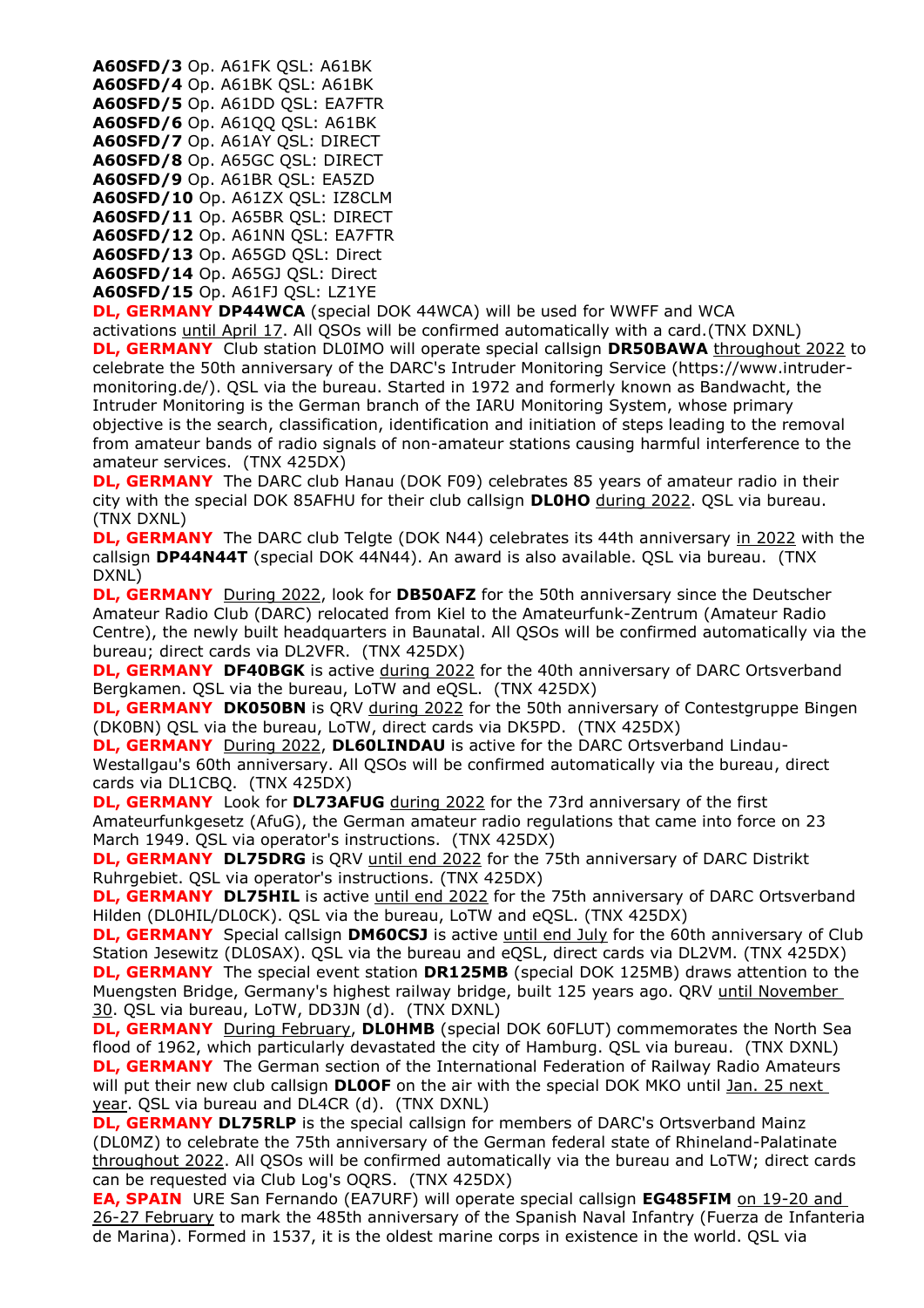**A60SFD/3** Op. A61FK QSL: A61BK
**A60SFD/4** Op. A61BK QSL: A61BK
**A60SFD/5** Op. A61DD QSL: EA7FTR
**A60SFD/6** Op. A61QQ QSL: A61BK
**A60SFD/7** Op. A61AY QSL: DIRECT
**A60SFD/8** Op. A65GC QSL: DIRECT
**A60SFD/9** Op. A61BR QSL: EA5ZD
**A60SFD/10** Op. A61ZX QSL: IZ8CLM
**A60SFD/11** Op. A65BR QSL: DIRECT
**A60SFD/12** Op. A61NN QSL: EA7FTR
**A60SFD/13** Op. A65GD QSL: Direct
**A60SFD/14** Op. A65GJ QSL: Direct
**A60SFD/15** Op. A61FJ QSL: LZ1YE

**DL, GERMANY** **DP44WCA** (special DOK 44WCA) will be used for WWFF and WCA activations until April 17. All QSOs will be confirmed automatically with a card.(TNX DXNL)

**DL, GERMANY** Club station DL0IMO will operate special callsign **DR50BAWA** throughout 2022 to celebrate the 50th anniversary of the DARC's Intruder Monitoring Service (https://www.intruder-monitoring.de/). QSL via the bureau. Started in 1972 and formerly known as Bandwacht, the Intruder Monitoring is the German branch of the IARU Monitoring System, whose primary objective is the search, classification, identification and initiation of steps leading to the removal from amateur bands of radio signals of non-amateur stations causing harmful interference to the amateur services. (TNX 425DX)

**DL, GERMANY** The DARC club Hanau (DOK F09) celebrates 85 years of amateur radio in their city with the special DOK 85AFHU for their club callsign **DL0HO** during 2022. QSL via bureau. (TNX DXNL)

**DL, GERMANY** The DARC club Telgte (DOK N44) celebrates its 44th anniversary in 2022 with the callsign **DP44N44T** (special DOK 44N44). An award is also available. QSL via bureau. (TNX DXNL)

**DL, GERMANY** During 2022, look for **DB50AFZ** for the 50th anniversary since the Deutscher Amateur Radio Club (DARC) relocated from Kiel to the Amateurfunk-Zentrum (Amateur Radio Centre), the newly built headquarters in Baunatal. All QSOs will be confirmed automatically via the bureau; direct cards via DL2VFR. (TNX 425DX)

**DL, GERMANY** **DF40BGK** is active during 2022 for the 40th anniversary of DARC Ortsverband Bergkamen. QSL via the bureau, LoTW and eQSL. (TNX 425DX)

**DL, GERMANY** **DK050BN** is QRV during 2022 for the 50th anniversary of Contestgruppe Bingen (DK0BN) QSL via the bureau, LoTW, direct cards via DK5PD. (TNX 425DX)

**DL, GERMANY** During 2022, **DL60LINDAU** is active for the DARC Ortsverband Lindau-Westallgau's 60th anniversary. All QSOs will be confirmed automatically via the bureau, direct cards via DL1CBQ. (TNX 425DX)

**DL, GERMANY** Look for **DL73AFUG** during 2022 for the 73rd anniversary of the first Amateurfunkgesetz (AfuG), the German amateur radio regulations that came into force on 23 March 1949. QSL via operator's instructions. (TNX 425DX)

**DL, GERMANY** **DL75DRG** is QRV until end 2022 for the 75th anniversary of DARC Distrikt Ruhrgebiet. QSL via operator's instructions. (TNX 425DX)

**DL, GERMANY** **DL75HIL** is active until end 2022 for the 75th anniversary of DARC Ortsverband Hilden (DL0HIL/DL0CK). QSL via the bureau, LoTW and eQSL. (TNX 425DX)

**DL, GERMANY** Special callsign **DM60CSJ** is active until end July for the 60th anniversary of Club Station Jesewitz (DL0SAX). QSL via the bureau and eQSL, direct cards via DL2VM. (TNX 425DX)

**DL, GERMANY** The special event station **DR125MB** (special DOK 125MB) draws attention to the Muengsten Bridge, Germany's highest railway bridge, built 125 years ago. QRV until November 30. QSL via bureau, LoTW, DD3JN (d). (TNX DXNL)

**DL, GERMANY** During February, **DL0HMB** (special DOK 60FLUT) commemorates the North Sea flood of 1962, which particularly devastated the city of Hamburg. QSL via bureau. (TNX DXNL)

**DL, GERMANY** The German section of the International Federation of Railway Radio Amateurs will put their new club callsign **DL0OF** on the air with the special DOK MKO until Jan. 25 next year. QSL via bureau and DL4CR (d). (TNX DXNL)

**DL, GERMANY** **DL75RLP** is the special callsign for members of DARC's Ortsverband Mainz (DL0MZ) to celebrate the 75th anniversary of the German federal state of Rhineland-Palatinate throughout 2022. All QSOs will be confirmed automatically via the bureau and LoTW; direct cards can be requested via Club Log's OQRS. (TNX 425DX)

**EA, SPAIN** URE San Fernando (EA7URF) will operate special callsign **EG485FIM** on 19-20 and 26-27 February to mark the 485th anniversary of the Spanish Naval Infantry (Fuerza de Infanteria de Marina). Formed in 1537, it is the oldest marine corps in existence in the world. QSL via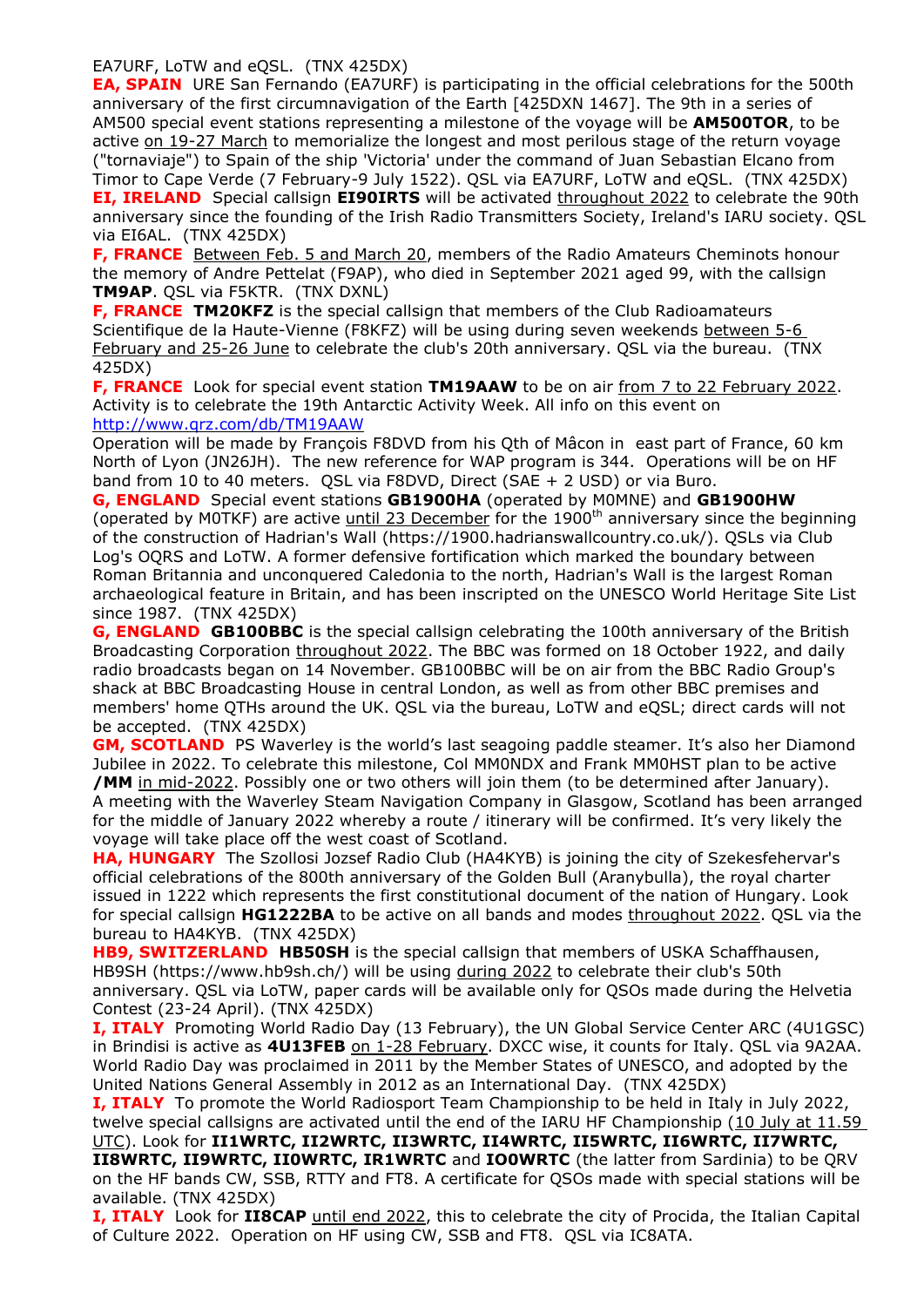EA7URF, LoTW and eQSL. (TNX 425DX)

**EA, SPAIN** URE San Fernando (EA7URF) is participating in the official celebrations for the 500th anniversary of the first circumnavigation of the Earth [425DXN 1467]. The 9th in a series of AM500 special event stations representing a milestone of the voyage will be **AM500TOR**, to be active on 19-27 March to memorialize the longest and most perilous stage of the return voyage ("tornaviaje") to Spain of the ship 'Victoria' under the command of Juan Sebastian Elcano from Timor to Cape Verde (7 February-9 July 1522). QSL via EA7URF, LoTW and eQSL. (TNX 425DX)

**EI, IRELAND** Special callsign **EI90IRTS** will be activated throughout 2022 to celebrate the 90th anniversary since the founding of the Irish Radio Transmitters Society, Ireland's IARU society. QSL via EI6AL. (TNX 425DX)

**F, FRANCE** Between Feb. 5 and March 20, members of the Radio Amateurs Cheminots honour the memory of Andre Pettelat (F9AP), who died in September 2021 aged 99, with the callsign **TM9AP**. QSL via F5KTR. (TNX DXNL)

**F, FRANCE** **TM20KFZ** is the special callsign that members of the Club Radioamateurs Scientifique de la Haute-Vienne (F8KFZ) will be using during seven weekends between 5-6 February and 25-26 June to celebrate the club's 20th anniversary. QSL via the bureau. (TNX 425DX)

**F, FRANCE** Look for special event station **TM19AAW** to be on air from 7 to 22 February 2022. Activity is to celebrate the 19th Antarctic Activity Week. All info on this event on http://www.qrz.com/db/TM19AAW
Operation will be made by François F8DVD from his Qth of Mâcon in east part of France, 60 km North of Lyon (JN26JH). The new reference for WAP program is 344. Operations will be on HF band from 10 to 40 meters. QSL via F8DVD, Direct (SAE + 2 USD) or via Buro.

**G, ENGLAND** Special event stations **GB1900HA** (operated by M0MNE) and **GB1900HW** (operated by M0TKF) are active until 23 December for the 1900th anniversary since the beginning of the construction of Hadrian's Wall (https://1900.hadrianswallcountry.co.uk/). QSLs via Club Log's OQRS and LoTW. A former defensive fortification which marked the boundary between Roman Britannia and unconquered Caledonia to the north, Hadrian's Wall is the largest Roman archaeological feature in Britain, and has been inscripted on the UNESCO World Heritage Site List since 1987. (TNX 425DX)

**G, ENGLAND** **GB100BBC** is the special callsign celebrating the 100th anniversary of the British Broadcasting Corporation throughout 2022. The BBC was formed on 18 October 1922, and daily radio broadcasts began on 14 November. GB100BBC will be on air from the BBC Radio Group's shack at BBC Broadcasting House in central London, as well as from other BBC premises and members' home QTHs around the UK. QSL via the bureau, LoTW and eQSL; direct cards will not be accepted. (TNX 425DX)

**GM, SCOTLAND** PS Waverley is the world's last seagoing paddle steamer. It's also her Diamond Jubilee in 2022. To celebrate this milestone, Col MM0NDX and Frank MM0HST plan to be active **/MM** in mid-2022. Possibly one or two others will join them (to be determined after January). A meeting with the Waverley Steam Navigation Company in Glasgow, Scotland has been arranged for the middle of January 2022 whereby a route / itinerary will be confirmed. It's very likely the voyage will take place off the west coast of Scotland.

**HA, HUNGARY** The Szollosi Jozsef Radio Club (HA4KYB) is joining the city of Szekesfehervar's official celebrations of the 800th anniversary of the Golden Bull (Aranybulla), the royal charter issued in 1222 which represents the first constitutional document of the nation of Hungary. Look for special callsign **HG1222BA** to be active on all bands and modes throughout 2022. QSL via the bureau to HA4KYB. (TNX 425DX)

**HB9, SWITZERLAND** **HB50SH** is the special callsign that members of USKA Schaffhausen, HB9SH (https://www.hb9sh.ch/) will be using during 2022 to celebrate their club's 50th anniversary. QSL via LoTW, paper cards will be available only for QSOs made during the Helvetia Contest (23-24 April). (TNX 425DX)

**I, ITALY** Promoting World Radio Day (13 February), the UN Global Service Center ARC (4U1GSC) in Brindisi is active as **4U13FEB** on 1-28 February. DXCC wise, it counts for Italy. QSL via 9A2AA. World Radio Day was proclaimed in 2011 by the Member States of UNESCO, and adopted by the United Nations General Assembly in 2012 as an International Day. (TNX 425DX)

**I, ITALY** To promote the World Radiosport Team Championship to be held in Italy in July 2022, twelve special callsigns are activated until the end of the IARU HF Championship (10 July at 11.59 UTC). Look for **II1WRTC, II2WRTC, II3WRTC, II4WRTC, II5WRTC, II6WRTC, II7WRTC, II8WRTC, II9WRTC, II0WRTC, IR1WRTC** and **IO0WRTC** (the latter from Sardinia) to be QRV on the HF bands CW, SSB, RTTY and FT8. A certificate for QSOs made with special stations will be available. (TNX 425DX)

**I, ITALY** Look for **II8CAP** until end 2022, this to celebrate the city of Procida, the Italian Capital of Culture 2022. Operation on HF using CW, SSB and FT8. QSL via IC8ATA.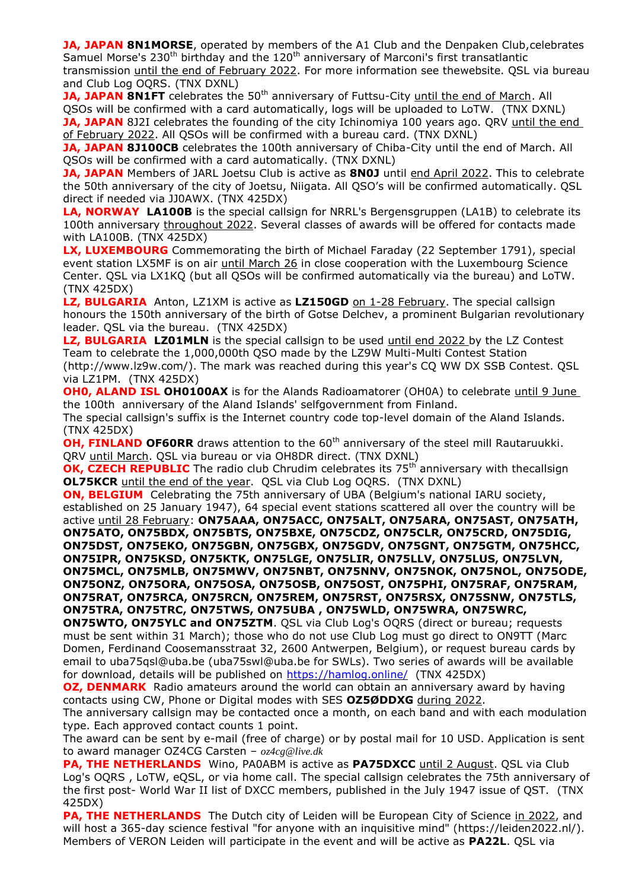**JA, JAPAN 8N1MORSE**, operated by members of the A1 Club and the Denpaken Club,celebrates Samuel Morse's 230th birthday and the 120th anniversary of Marconi's first transatlantic transmission until the end of February 2022. For more information see thewebsite. QSL via bureau and Club Log OQRS. (TNX DXNL)

**JA, JAPAN 8N1FT** celebrates the 50th anniversary of Futtsu-City until the end of March. All QSOs will be confirmed with a card automatically, logs will be uploaded to LoTW. (TNX DXNL)

**JA, JAPAN** 8J2I celebrates the founding of the city Ichinomiya 100 years ago. QRV until the end of February 2022. All QSOs will be confirmed with a bureau card. (TNX DXNL)

**JA, JAPAN 8J100CB** celebrates the 100th anniversary of Chiba-City until the end of March. All QSOs will be confirmed with a card automatically. (TNX DXNL)

**JA, JAPAN** Members of JARL Joetsu Club is active as **8N0J** until end April 2022. This to celebrate the 50th anniversary of the city of Joetsu, Niigata. All QSO's will be confirmed automatically. QSL direct if needed via JJ0AWX. (TNX 425DX)

**LA, NORWAY LA100B** is the special callsign for NRRL's Bergensgruppen (LA1B) to celebrate its 100th anniversary throughout 2022. Several classes of awards will be offered for contacts made with LA100B. (TNX 425DX)

**LX, LUXEMBOURG** Commemorating the birth of Michael Faraday (22 September 1791), special event station LX5MF is on air until March 26 in close cooperation with the Luxembourg Science Center. QSL via LX1KQ (but all QSOs will be confirmed automatically via the bureau) and LoTW. (TNX 425DX)

**LZ, BULGARIA** Anton, LZ1XM is active as **LZ150GD** on 1-28 February. The special callsign honours the 150th anniversary of the birth of Gotse Delchev, a prominent Bulgarian revolutionary leader. QSL via the bureau. (TNX 425DX)

**LZ, BULGARIA LZ01MLN** is the special callsign to be used until end 2022 by the LZ Contest Team to celebrate the 1,000,000th QSO made by the LZ9W Multi-Multi Contest Station (http://www.lz9w.com/). The mark was reached during this year's CQ WW DX SSB Contest. QSL via LZ1PM. (TNX 425DX)

**OH0, ALAND ISL OH0100AX** is for the Alands Radioamatorer (OH0A) to celebrate until 9 June the 100th anniversary of the Aland Islands' selfgovernment from Finland.
The special callsign's suffix is the Internet country code top-level domain of the Aland Islands. (TNX 425DX)

**OH, FINLAND OF60RR** draws attention to the 60th anniversary of the steel mill Rautaruukki. QRV until March. QSL via bureau or via OH8DR direct. (TNX DXNL)

**OK, CZECH REPUBLIC** The radio club Chrudim celebrates its 75th anniversary with thecallsign **OL75KCR** until the end of the year. QSL via Club Log OQRS. (TNX DXNL)

**ON, BELGIUM** Celebrating the 75th anniversary of UBA (Belgium's national IARU society, established on 25 January 1947), 64 special event stations scattered all over the country will be active until 28 February: **ON75AAA, ON75ACC, ON75ALT, ON75ARA, ON75AST, ON75ATH, ON75ATO, ON75BDX, ON75BTS, ON75BXE, ON75CDZ, ON75CLR, ON75CRD, ON75DIG, ON75DST, ON75EKO, ON75GBN, ON75GBX, ON75GDV, ON75GNT, ON75GTM, ON75HCC, ON75IPR, ON75KSD, ON75KTK, ON75LGE, ON75LIR, ON75LLV, ON75LUS, ON75LVN, ON75MCL, ON75MLB, ON75MWV, ON75NBT, ON75NNV, ON75NOK, ON75NOL, ON75ODE, ON75ONZ, ON75ORA, ON75OSA, ON75OSB, ON75OST, ON75PHI, ON75RAF, ON75RAM, ON75RAT, ON75RCA, ON75RCN, ON75REM, ON75RST, ON75RSX, ON75SNW, ON75TLS, ON75TRA, ON75TRC, ON75TWS, ON75UBA , ON75WLD, ON75WRA, ON75WRC, ON75WTO, ON75YLC and ON75ZTM**. QSL via Club Log's OQRS (direct or bureau; requests must be sent within 31 March); those who do not use Club Log must go direct to ON9TT (Marc Domen, Ferdinand Coosemansstraat 32, 2600 Antwerpen, Belgium), or request bureau cards by email to uba75qsl@uba.be (uba75swl@uba.be for SWLs). Two series of awards will be available for download, details will be published on https://hamlog.online/ (TNX 425DX)

**OZ, DENMARK** Radio amateurs around the world can obtain an anniversary award by having contacts using CW, Phone or Digital modes with SES **OZ5ØDDXG** during 2022.
The anniversary callsign may be contacted once a month, on each band and with each modulation type. Each approved contact counts 1 point.
The award can be sent by e-mail (free of charge) or by postal mail for 10 USD. Application is sent to award manager OZ4CG Carsten – *oz4cg@live.dk*

**PA, THE NETHERLANDS** Wino, PA0ABM is active as **PA75DXCC** until 2 August. QSL via Club Log's OQRS , LoTW, eQSL, or via home call. The special callsign celebrates the 75th anniversary of the first post- World War II list of DXCC members, published in the July 1947 issue of QST. (TNX 425DX)

**PA, THE NETHERLANDS** The Dutch city of Leiden will be European City of Science in 2022, and will host a 365-day science festival "for anyone with an inquisitive mind" (https://leiden2022.nl/). Members of VERON Leiden will participate in the event and will be active as **PA22L**. QSL via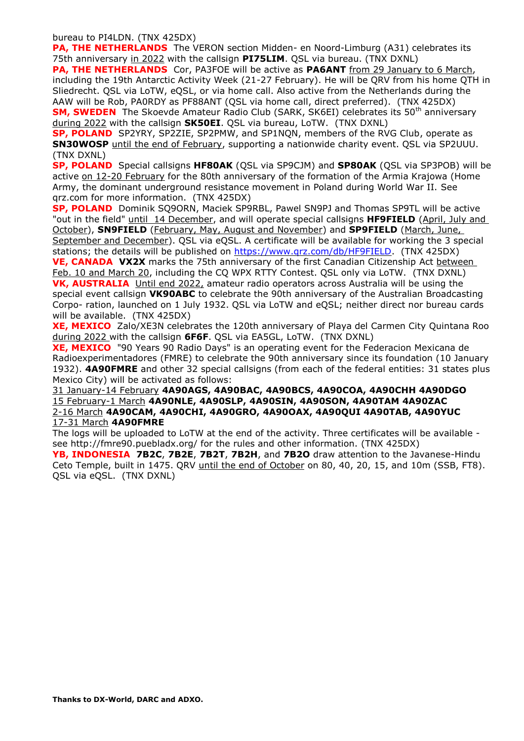bureau to PI4LDN. (TNX 425DX)

**PA, THE NETHERLANDS** The VERON section Midden- en Noord-Limburg (A31) celebrates its 75th anniversary in 2022 with the callsign **PI75LIM**. QSL via bureau. (TNX DXNL)

**PA, THE NETHERLANDS** Cor, PA3FOE will be active as **PA6ANT** from 29 January to 6 March, including the 19th Antarctic Activity Week (21-27 February). He will be QRV from his home QTH in Sliedrecht. QSL via LoTW, eQSL, or via home call. Also active from the Netherlands during the AAW will be Rob, PA0RDY as PF88ANT (QSL via home call, direct preferred). (TNX 425DX)

**SM, SWEDEN** The Skoevde Amateur Radio Club (SARK, SK6EI) celebrates its 50th anniversary during 2022 with the callsign **SK50EI**. QSL via bureau, LoTW. (TNX DXNL)

**SP, POLAND** SP2YRY, SP2ZIE, SP2PMW, and SP1NQN, members of the RVG Club, operate as **SN30WOSP** until the end of February, supporting a nationwide charity event. QSL via SP2UUU. (TNX DXNL)

**SP, POLAND** Special callsigns **HF80AK** (QSL via SP9CJM) and **SP80AK** (QSL via SP3POB) will be active on 12-20 February for the 80th anniversary of the formation of the Armia Krajowa (Home Army, the dominant underground resistance movement in Poland during World War II. See qrz.com for more information. (TNX 425DX)

**SP, POLAND** Dominik SQ9ORN, Maciek SP9RBL, Pawel SN9PJ and Thomas SP9TL will be active "out in the field" until 14 December, and will operate special callsigns **HF9FIELD** (April, July and October), **SN9FIELD** (February, May, August and November) and **SP9FIELD** (March, June, September and December). QSL via eQSL. A certificate will be available for working the 3 special stations; the details will be published on https://www.qrz.com/db/HF9FIELD. (TNX 425DX)

**VE, CANADA** **VX2X** marks the 75th anniversary of the first Canadian Citizenship Act between Feb. 10 and March 20, including the CQ WPX RTTY Contest. QSL only via LoTW. (TNX DXNL)

**VK, AUSTRALIA** Until end 2022, amateur radio operators across Australia will be using the special event callsign **VK90ABC** to celebrate the 90th anniversary of the Australian Broadcasting Corpo- ration, launched on 1 July 1932. QSL via LoTW and eQSL; neither direct nor bureau cards will be available. (TNX 425DX)

**XE, MEXICO** Zalo/XE3N celebrates the 120th anniversary of Playa del Carmen City Quintana Roo during 2022 with the callsign **6F6F**. QSL via EA5GL, LoTW. (TNX DXNL)

**XE, MEXICO** "90 Years 90 Radio Days" is an operating event for the Federacion Mexicana de Radioexperimentadores (FMRE) to celebrate the 90th anniversary since its foundation (10 January 1932). **4A90FMRE** and other 32 special callsigns (from each of the federal entities: 31 states plus Mexico City) will be activated as follows:

31 January-14 February **4A90AGS, 4A90BAC, 4A90BCS, 4A90COA, 4A90CHH 4A90DGO**
15 February-1 March **4A90NLE, 4A90SLP, 4A90SIN, 4A90SON, 4A90TAM 4A90ZAC**
2-16 March **4A90CAM, 4A90CHI, 4A90GRO, 4A90OAX, 4A90QUI 4A90TAB, 4A90YUC**
17-31 March **4A90FMRE**

The logs will be uploaded to LoTW at the end of the activity. Three certificates will be available - see http://fmre90.puebladx.org/ for the rules and other information. (TNX 425DX)

**YB, INDONESIA** **7B2C**, **7B2E**, **7B2T**, **7B2H**, and **7B2O** draw attention to the Javanese-Hindu Ceto Temple, built in 1475. QRV until the end of October on 80, 40, 20, 15, and 10m (SSB, FT8). QSL via eQSL. (TNX DXNL)

**Thanks to DX-World, DARC and ADXO.**